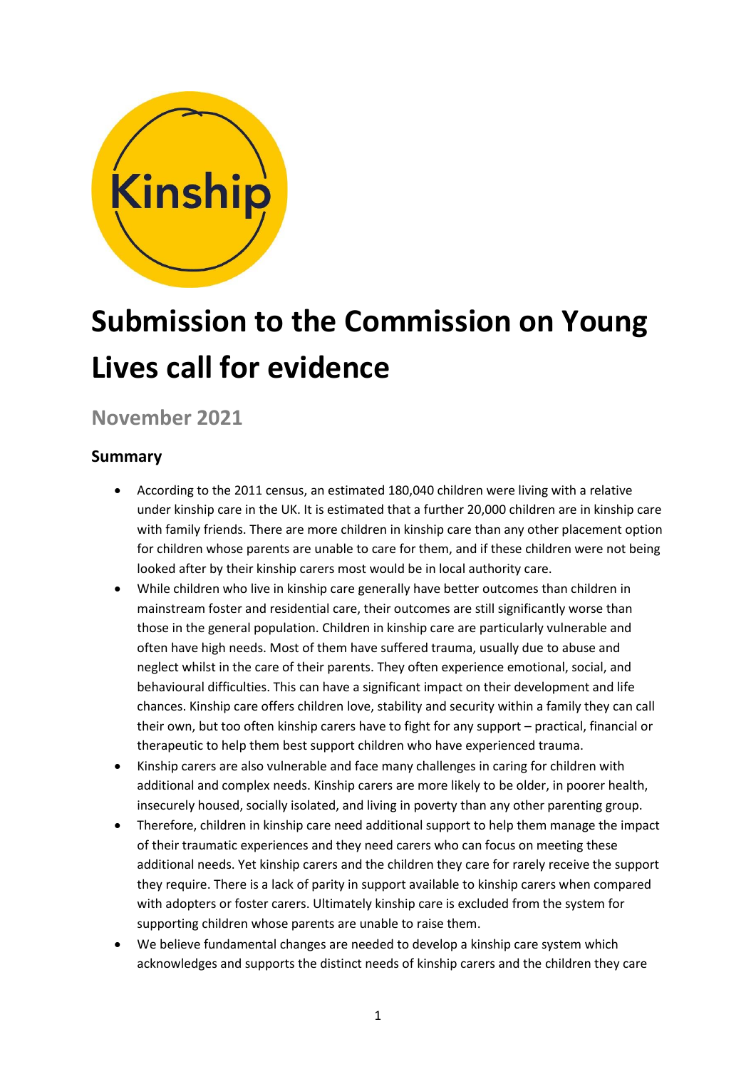# Submission to the Commission on Young Lives call for evidence

## November 2021

### Summary

- According to the 2011 census, an estimated 180,040 children were living with a relative under kinship care in the UK. It is estimated that a further 20,000 children are in kinship care with family friends. There are more children in kinship care than any other placement option for children whose parents are unable to care for them, and if these children were not being looked after by their kinship carers most would be in local authority care.
- While children who live in kinship care generally have better outcomes than children in mainstream foster and residential care, their outcomes are still significantly worse than those in the general population. Children in kinship care are particularly vulnerable and often have high needs. Most of them have suffered trauma, usually due to abuse and neglect whilst in the care of their parents. They often experience emotional, social, and behavioural difficulties. This can have a significant impact on their development and life chances. Kinship care offers children love, stability and security within a family they can call their own, but too often kinship carers have to fight for any support – practical, financial or therapeutic to help them best support children who have experienced trauma.
- Kinship carers are also vulnerable and face many challenges in caring for children with additional and complex needs. Kinship carers are more likely to be older, in poorer health, insecurely housed, socially isolated, and living in poverty than any other parenting group.
- Therefore, children in kinship care need additional support to help them manage the impact of their traumatic experiences and they need carers who can focus on meeting these additional needs. Yet kinship carers and the children they care for rarely receive the support they require. There is a lack of parity in support available to kinship carers when compared with adopters or foster carers. Ultimately kinship care is excluded from the system for supporting children whose parents are unable to raise them.
- We believe fundamental changes are needed to develop a kinship care system which acknowledges and supports the distinct needs of kinship carers and the children they care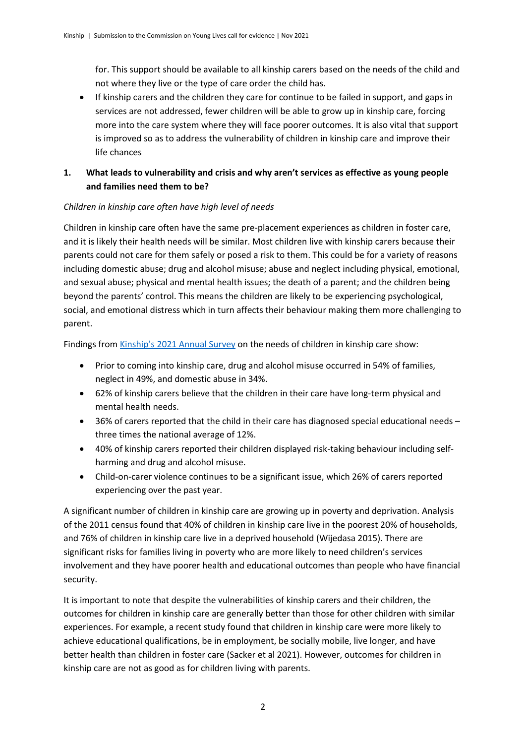for. This support should be available to all kinship carers based on the needs of the child and not where they live or the type of care order the child has.

- If kinship carers and the children they care for continue to be failed in support, and gaps in services are not addressed, fewer children will be able to grow up in kinship care, forcing more into the care system where they will face poorer outcomes. It is also vital that support is improved so as to address the vulnerability of children in kinship care and improve their life chances

## 1. What leads to vulnerability and crisis and why aren't services as effective as young people and families need them to be?

*Children in kinship care often have high level of needs*

Children in kinship care often have the same pre-placement experiences as children in foster care, and it is likely their health needs will be similar. Most children live with kinship carers because their parents could not care for them safely or posed a risk to them. This could be for a variety of reasons including domestic abuse; drug and alcohol misuse; abuse and neglect including physical, emotional, and sexual abuse; physical and mental health issues; the death of a parent; and the children being beyond the parents' control. This means the children are likely to be experiencing psychological, social, and emotional distress which in turn affects their behaviour making them more challenging to parent.

Findings from [Kinship's 2021 Annual Survey] on the needs of children in kinship care show:

- Prior to coming into kinship care, drug and alcohol misuse occurred in 54% of families, neglect in 49%, and domestic abuse in 34%.
- 62% of kinship carers believe that the children in their care have long-term physical and mental health needs.
- 36% of carers reported that the child in their care has diagnosed special educational needs – three times the national average of 12%.
- 40% of kinship carers reported their children displayed risk-taking behaviour including self-harming and drug and alcohol misuse.
- Child-on-carer violence continues to be a significant issue, which 26% of carers reported experiencing over the past year.

A significant number of children in kinship care are growing up in poverty and deprivation. Analysis of the 2011 census found that 40% of children in kinship care live in the poorest 20% of households, and 76% of children in kinship care live in a deprived household (Wijedasa 2015). There are significant risks for families living in poverty who are more likely to need children's services involvement and they have poorer health and educational outcomes than people who have financial security.

It is important to note that despite the vulnerabilities of kinship carers and their children, the outcomes for children in kinship care are generally better than those for other children with similar experiences. For example, a recent study found that children in kinship care were more likely to achieve educational qualifications, be in employment, be socially mobile, live longer, and have better health than children in foster care (Sacker et al 2021). However, outcomes for children in kinship care are not as good as for children living with parents.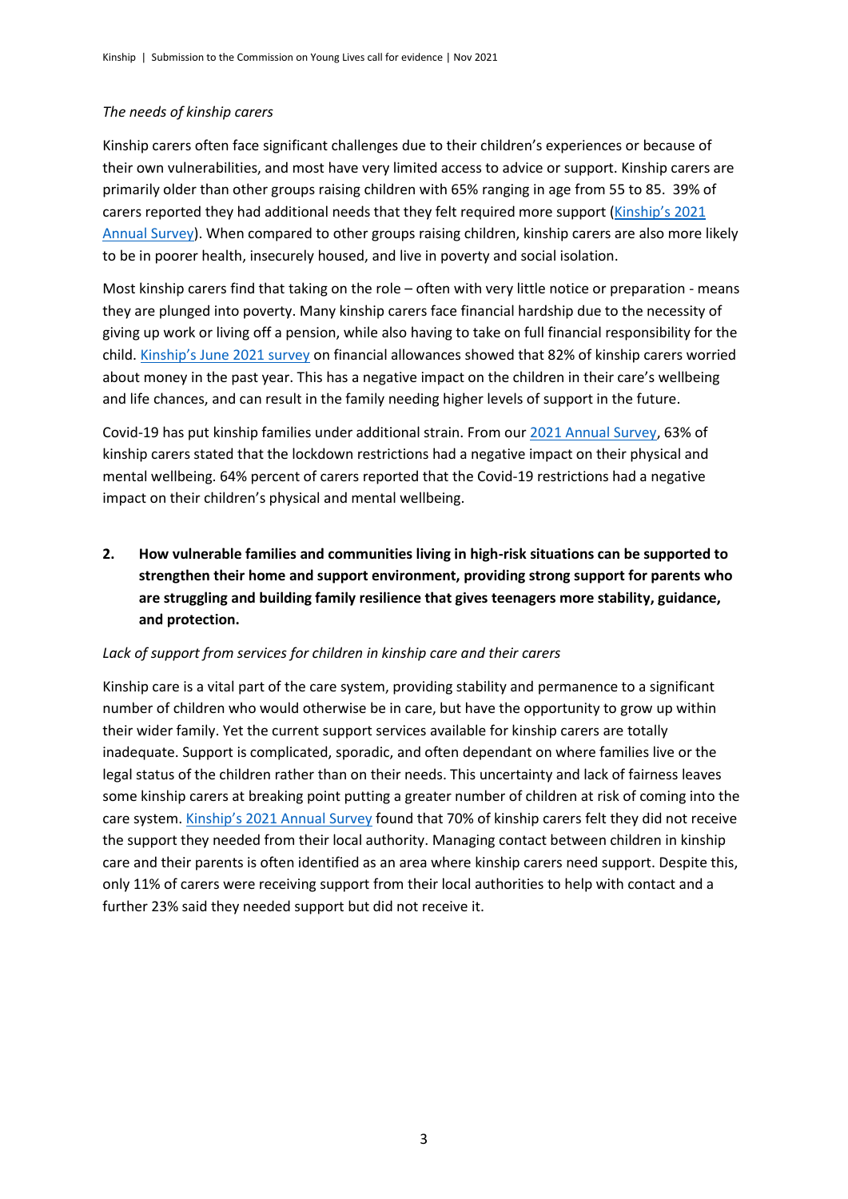*The needs of kinship carers*

Kinship carers often face significant challenges due to their children's experiences or because of their own vulnerabilities, and most have very limited access to advice or support. Kinship carers are primarily older than other groups raising children with 65% ranging in age from 55 to 85. 39% of carers reported they had additional needs that they felt required more support (Kinship's 2021 Annual Survey). When compared to other groups raising children, kinship carers are also more likely to be in poorer health, insecurely housed, and live in poverty and social isolation.

Most kinship carers find that taking on the role – often with very little notice or preparation - means they are plunged into poverty. Many kinship carers face financial hardship due to the necessity of giving up work or living off a pension, while also having to take on full financial responsibility for the child. Kinship's June 2021 survey on financial allowances showed that 82% of kinship carers worried about money in the past year. This has a negative impact on the children in their care's wellbeing and life chances, and can result in the family needing higher levels of support in the future.

Covid-19 has put kinship families under additional strain. From our 2021 Annual Survey, 63% of kinship carers stated that the lockdown restrictions had a negative impact on their physical and mental wellbeing. 64% percent of carers reported that the Covid-19 restrictions had a negative impact on their children's physical and mental wellbeing.

2. **How vulnerable families and communities living in high-risk situations can be supported to strengthen their home and support environment, providing strong support for parents who are struggling and building family resilience that gives teenagers more stability, guidance, and protection.**

*Lack of support from services for children in kinship care and their carers*

Kinship care is a vital part of the care system, providing stability and permanence to a significant number of children who would otherwise be in care, but have the opportunity to grow up within their wider family. Yet the current support services available for kinship carers are totally inadequate. Support is complicated, sporadic, and often dependant on where families live or the legal status of the children rather than on their needs. This uncertainty and lack of fairness leaves some kinship carers at breaking point putting a greater number of children at risk of coming into the care system. Kinship's 2021 Annual Survey found that 70% of kinship carers felt they did not receive the support they needed from their local authority. Managing contact between children in kinship care and their parents is often identified as an area where kinship carers need support. Despite this, only 11% of carers were receiving support from their local authorities to help with contact and a further 23% said they needed support but did not receive it.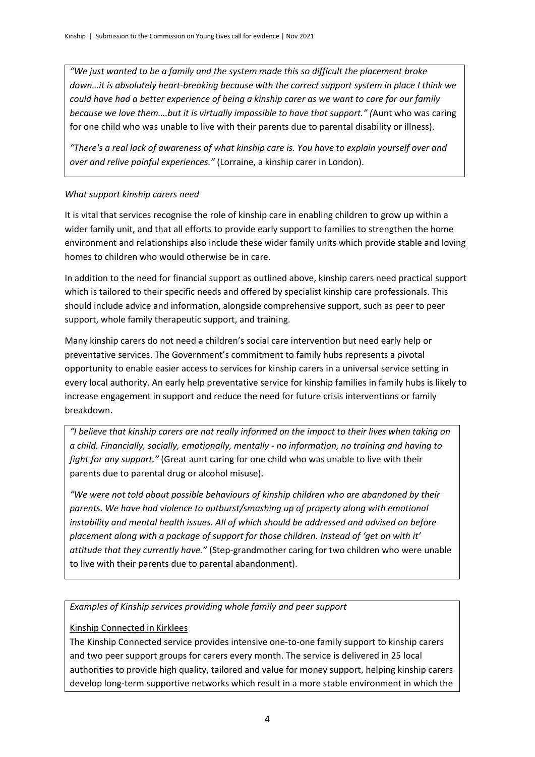*"We just wanted to be a family and the system made this so difficult the placement broke down…it is absolutely heart-breaking because with the correct support system in place I think we could have had a better experience of being a kinship carer as we want to care for our family because we love them….but it is virtually impossible to have that support." (*Aunt who was caring for one child who was unable to live with their parents due to parental disability or illness).

*"There's a real lack of awareness of what kinship care is. You have to explain yourself over and over and relive painful experiences."* (Lorraine, a kinship carer in London).

*What support kinship carers need*

It is vital that services recognise the role of kinship care in enabling children to grow up within a wider family unit, and that all efforts to provide early support to families to strengthen the home environment and relationships also include these wider family units which provide stable and loving homes to children who would otherwise be in care.

In addition to the need for financial support as outlined above, kinship carers need practical support which is tailored to their specific needs and offered by specialist kinship care professionals. This should include advice and information, alongside comprehensive support, such as peer to peer support, whole family therapeutic support, and training.

Many kinship carers do not need a children's social care intervention but need early help or preventative services. The Government's commitment to family hubs represents a pivotal opportunity to enable easier access to services for kinship carers in a universal service setting in every local authority. An early help preventative service for kinship families in family hubs is likely to increase engagement in support and reduce the need for future crisis interventions or family breakdown.

*"I believe that kinship carers are not really informed on the impact to their lives when taking on a child. Financially, socially, emotionally, mentally - no information, no training and having to fight for any support."* (Great aunt caring for one child who was unable to live with their parents due to parental drug or alcohol misuse).

*"We were not told about possible behaviours of kinship children who are abandoned by their parents. We have had violence to outburst/smashing up of property along with emotional instability and mental health issues. All of which should be addressed and advised on before placement along with a package of support for those children. Instead of 'get on with it' attitude that they currently have."* (Step-grandmother caring for two children who were unable to live with their parents due to parental abandonment).

*Examples of Kinship services providing whole family and peer support*

Kinship Connected in Kirklees

The Kinship Connected service provides intensive one-to-one family support to kinship carers and two peer support groups for carers every month. The service is delivered in 25 local authorities to provide high quality, tailored and value for money support, helping kinship carers develop long-term supportive networks which result in a more stable environment in which the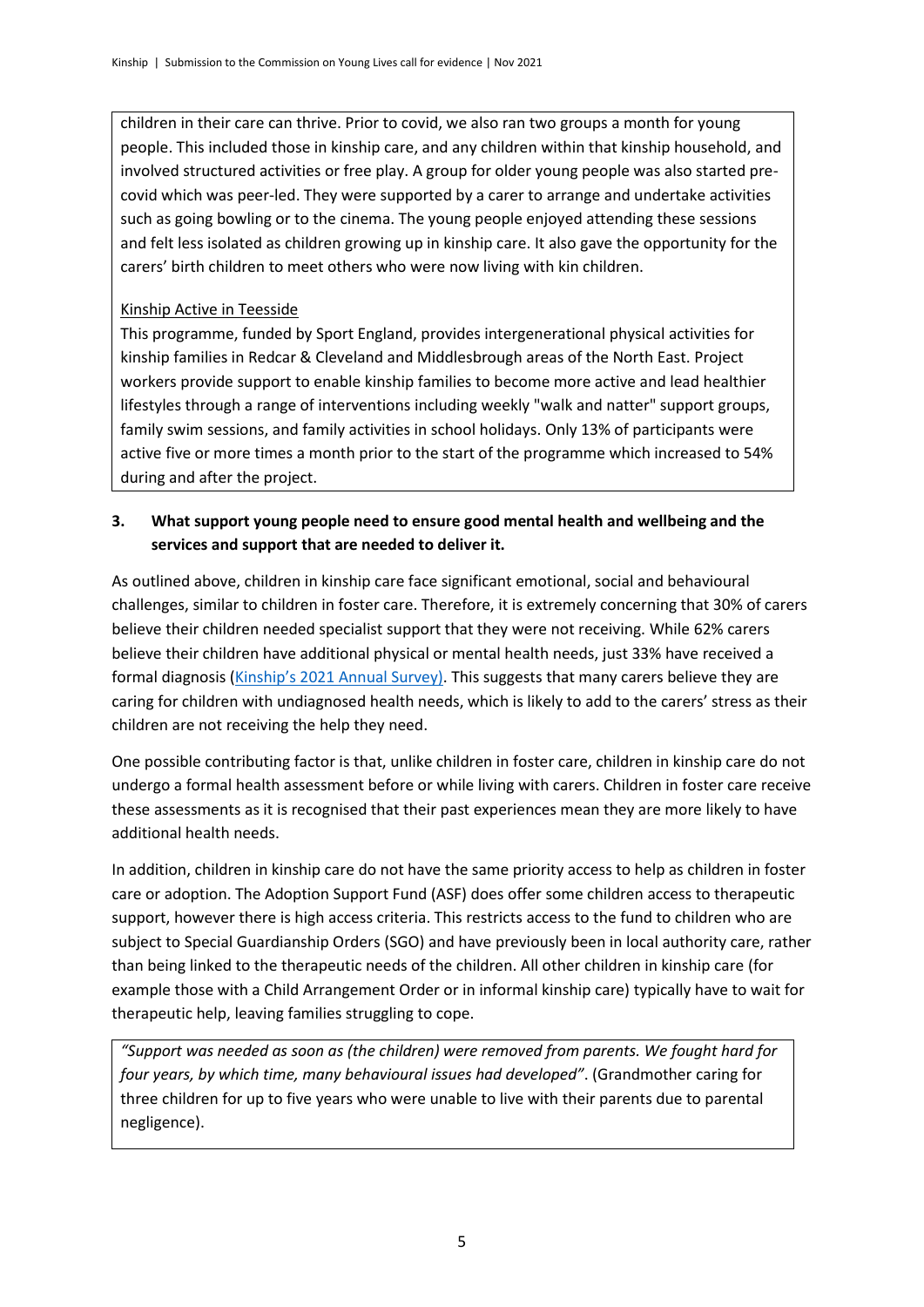children in their care can thrive. Prior to covid, we also ran two groups a month for young people. This included those in kinship care, and any children within that kinship household, and involved structured activities or free play. A group for older young people was also started pre-covid which was peer-led. They were supported by a carer to arrange and undertake activities such as going bowling or to the cinema. The young people enjoyed attending these sessions and felt less isolated as children growing up in kinship care. It also gave the opportunity for the carers' birth children to meet others who were now living with kin children.

Kinship Active in Teesside

This programme, funded by Sport England, provides intergenerational physical activities for kinship families in Redcar & Cleveland and Middlesbrough areas of the North East. Project workers provide support to enable kinship families to become more active and lead healthier lifestyles through a range of interventions including weekly "walk and natter" support groups, family swim sessions, and family activities in school holidays. Only 13% of participants were active five or more times a month prior to the start of the programme which increased to 54% during and after the project.

### 3. What support young people need to ensure good mental health and wellbeing and the services and support that are needed to deliver it.

As outlined above, children in kinship care face significant emotional, social and behavioural challenges, similar to children in foster care. Therefore, it is extremely concerning that 30% of carers believe their children needed specialist support that they were not receiving. While 62% carers believe their children have additional physical or mental health needs, just 33% have received a formal diagnosis (Kinship's 2021 Annual Survey). This suggests that many carers believe they are caring for children with undiagnosed health needs, which is likely to add to the carers' stress as their children are not receiving the help they need.

One possible contributing factor is that, unlike children in foster care, children in kinship care do not undergo a formal health assessment before or while living with carers. Children in foster care receive these assessments as it is recognised that their past experiences mean they are more likely to have additional health needs.

In addition, children in kinship care do not have the same priority access to help as children in foster care or adoption. The Adoption Support Fund (ASF) does offer some children access to therapeutic support, however there is high access criteria. This restricts access to the fund to children who are subject to Special Guardianship Orders (SGO) and have previously been in local authority care, rather than being linked to the therapeutic needs of the children. All other children in kinship care (for example those with a Child Arrangement Order or in informal kinship care) typically have to wait for therapeutic help, leaving families struggling to cope.

*"Support was needed as soon as (the children) were removed from parents. We fought hard for four years, by which time, many behavioural issues had developed".* (Grandmother caring for three children for up to five years who were unable to live with their parents due to parental negligence).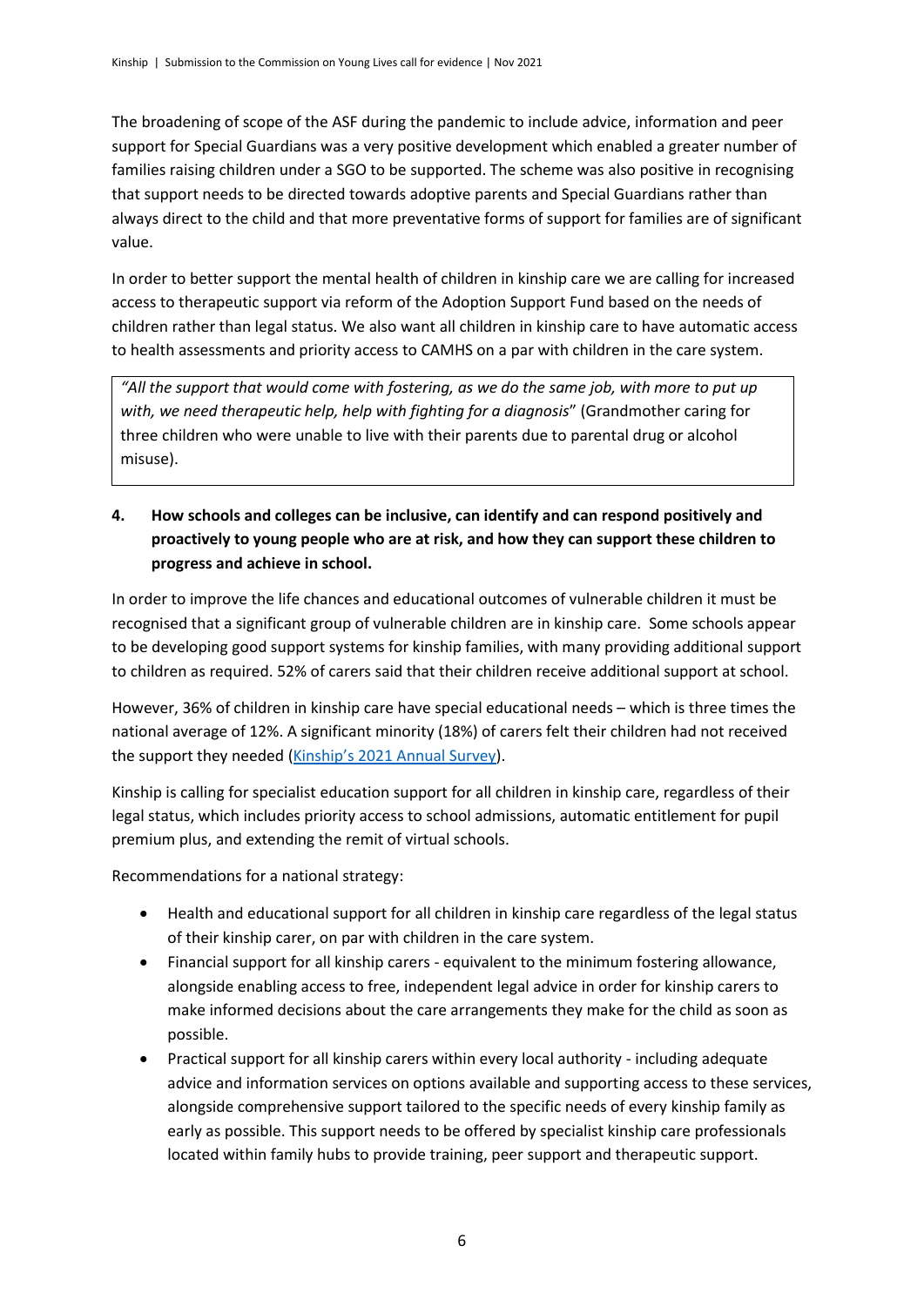The broadening of scope of the ASF during the pandemic to include advice, information and peer support for Special Guardians was a very positive development which enabled a greater number of families raising children under a SGO to be supported. The scheme was also positive in recognising that support needs to be directed towards adoptive parents and Special Guardians rather than always direct to the child and that more preventative forms of support for families are of significant value.

In order to better support the mental health of children in kinship care we are calling for increased access to therapeutic support via reform of the Adoption Support Fund based on the needs of children rather than legal status. We also want all children in kinship care to have automatic access to health assessments and priority access to CAMHS on a par with children in the care system.

> *"All the support that would come with fostering, as we do the same job, with more to put up with, we need therapeutic help, help with fighting for a diagnosis"* (Grandmother caring for three children who were unable to live with their parents due to parental drug or alcohol misuse).

**4. How schools and colleges can be inclusive, can identify and can respond positively and proactively to young people who are at risk, and how they can support these children to progress and achieve in school.**

In order to improve the life chances and educational outcomes of vulnerable children it must be recognised that a significant group of vulnerable children are in kinship care. Some schools appear to be developing good support systems for kinship families, with many providing additional support to children as required. 52% of carers said that their children receive additional support at school.

However, 36% of children in kinship care have special educational needs – which is three times the national average of 12%. A significant minority (18%) of carers felt their children had not received the support they needed (Kinship's 2021 Annual Survey).

Kinship is calling for specialist education support for all children in kinship care, regardless of their legal status, which includes priority access to school admissions, automatic entitlement for pupil premium plus, and extending the remit of virtual schools.

Recommendations for a national strategy:

- Health and educational support for all children in kinship care regardless of the legal status of their kinship carer, on par with children in the care system.
- Financial support for all kinship carers - equivalent to the minimum fostering allowance, alongside enabling access to free, independent legal advice in order for kinship carers to make informed decisions about the care arrangements they make for the child as soon as possible.
- Practical support for all kinship carers within every local authority - including adequate advice and information services on options available and supporting access to these services, alongside comprehensive support tailored to the specific needs of every kinship family as early as possible. This support needs to be offered by specialist kinship care professionals located within family hubs to provide training, peer support and therapeutic support.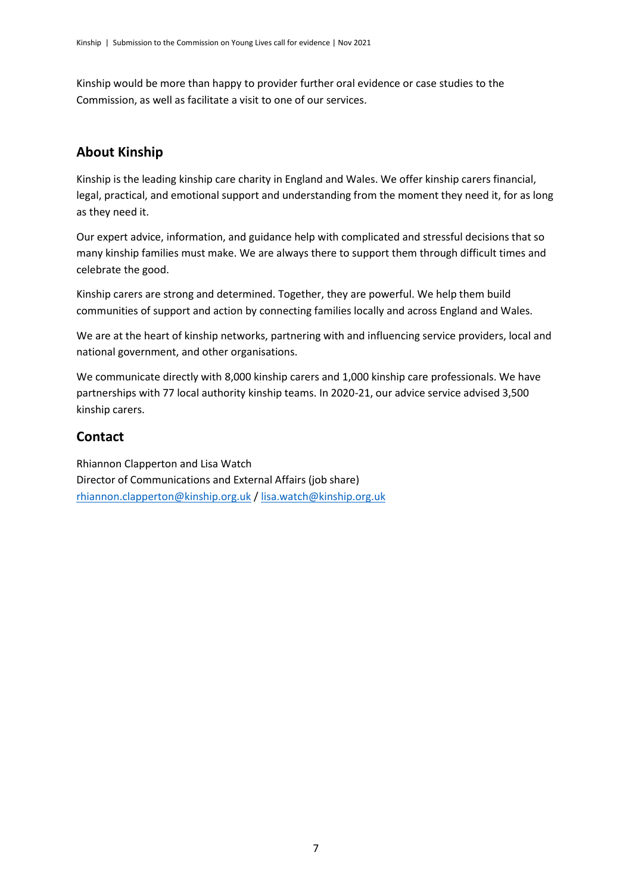Kinship would be more than happy to provider further oral evidence or case studies to the Commission, as well as facilitate a visit to one of our services.

## About Kinship

Kinship is the leading kinship care charity in England and Wales. We offer kinship carers financial, legal, practical, and emotional support and understanding from the moment they need it, for as long as they need it.

Our expert advice, information, and guidance help with complicated and stressful decisions that so many kinship families must make. We are always there to support them through difficult times and celebrate the good.

Kinship carers are strong and determined. Together, they are powerful. We help them build communities of support and action by connecting families locally and across England and Wales.

We are at the heart of kinship networks, partnering with and influencing service providers, local and national government, and other organisations.

We communicate directly with 8,000 kinship carers and 1,000 kinship care professionals. We have partnerships with 77 local authority kinship teams. In 2020-21, our advice service advised 3,500 kinship carers.

## Contact

Rhiannon Clapperton and Lisa Watch
Director of Communications and External Affairs (job share)
rhiannon.clapperton@kinship.org.uk / lisa.watch@kinship.org.uk